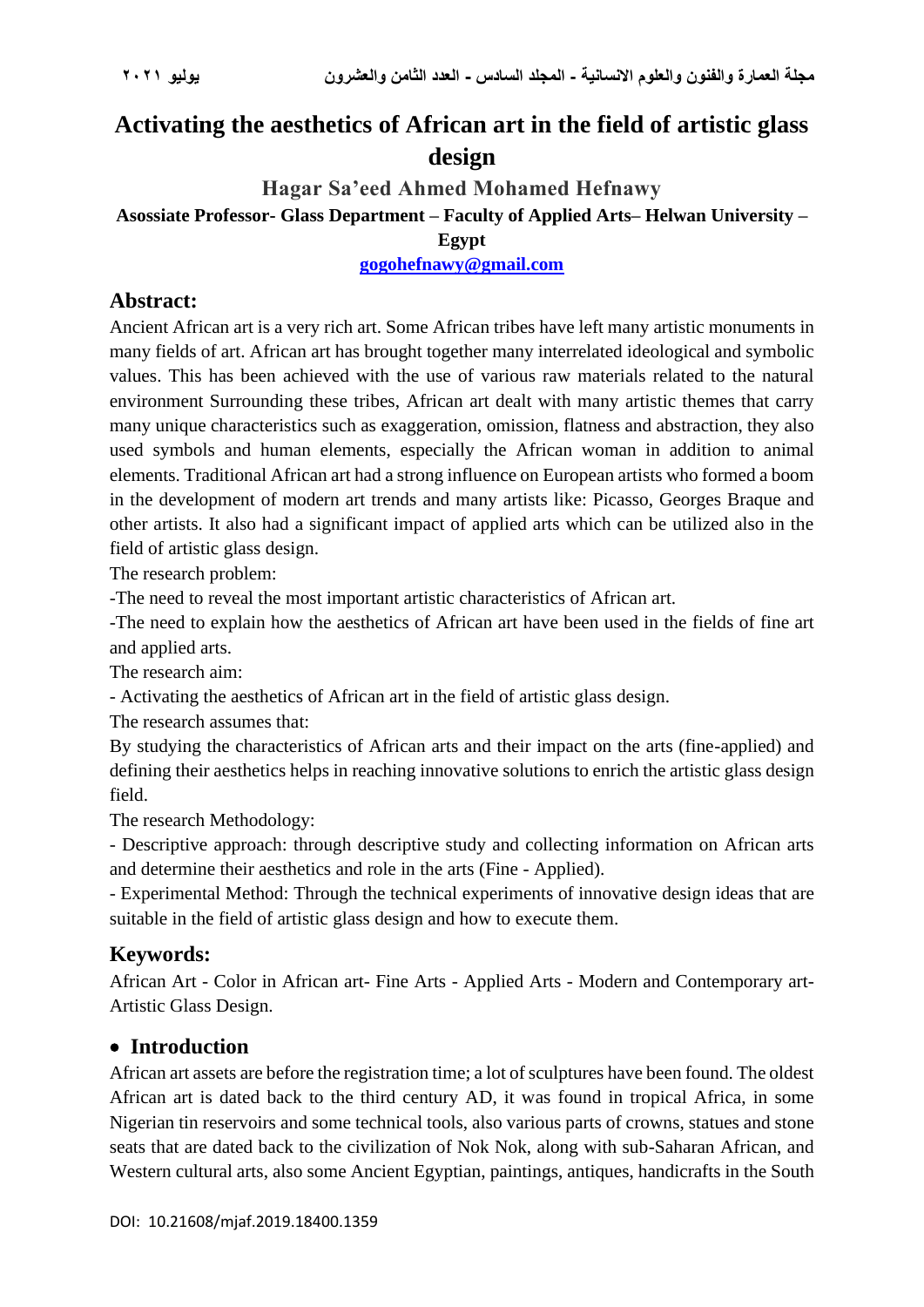# Activating the aesthetics of African art in the field of artistic glass design

**Hagar Sa'eed Ahmed Mohamed Hefnawy**

**Asossiate Professor- Glass Department – Faculty of Applied Arts– Helwan University – Egypt**

**gogohefnawy@gmail.com**

## Abstract:

Ancient African art is a very rich art. Some African tribes have left many artistic monuments in many fields of art. African art has brought together many interrelated ideological and symbolic values. This has been achieved with the use of various raw materials related to the natural environment Surrounding these tribes, African art dealt with many artistic themes that carry many unique characteristics such as exaggeration, omission, flatness and abstraction, they also used symbols and human elements, especially the African woman in addition to animal elements. Traditional African art had a strong influence on European artists who formed a boom in the development of modern art trends and many artists like: Picasso, Georges Braque and other artists. It also had a significant impact of applied arts which can be utilized also in the field of artistic glass design.

The research problem:

-The need to reveal the most important artistic characteristics of African art.

-The need to explain how the aesthetics of African art have been used in the fields of fine art and applied arts.

The research aim:

- Activating the aesthetics of African art in the field of artistic glass design.

The research assumes that:

By studying the characteristics of African arts and their impact on the arts (fine-applied) and defining their aesthetics helps in reaching innovative solutions to enrich the artistic glass design field.

The research Methodology:

- Descriptive approach: through descriptive study and collecting information on African arts and determine their aesthetics and role in the arts (Fine - Applied).
- Experimental Method: Through the technical experiments of innovative design ideas that are suitable in the field of artistic glass design and how to execute them.

## Keywords:

African Art - Color in African art- Fine Arts - Applied Arts - Modern and Contemporary art- Artistic Glass Design.

## • Introduction

African art assets are before the registration time; a lot of sculptures have been found. The oldest African art is dated back to the third century AD, it was found in tropical Africa, in some Nigerian tin reservoirs and some technical tools, also various parts of crowns, statues and stone seats that are dated back to the civilization of Nok Nok, along with sub-Saharan African, and Western cultural arts, also some Ancient Egyptian, paintings, antiques, handicrafts in the South

DOI: 10.21608/mjaf.2019.18400.1359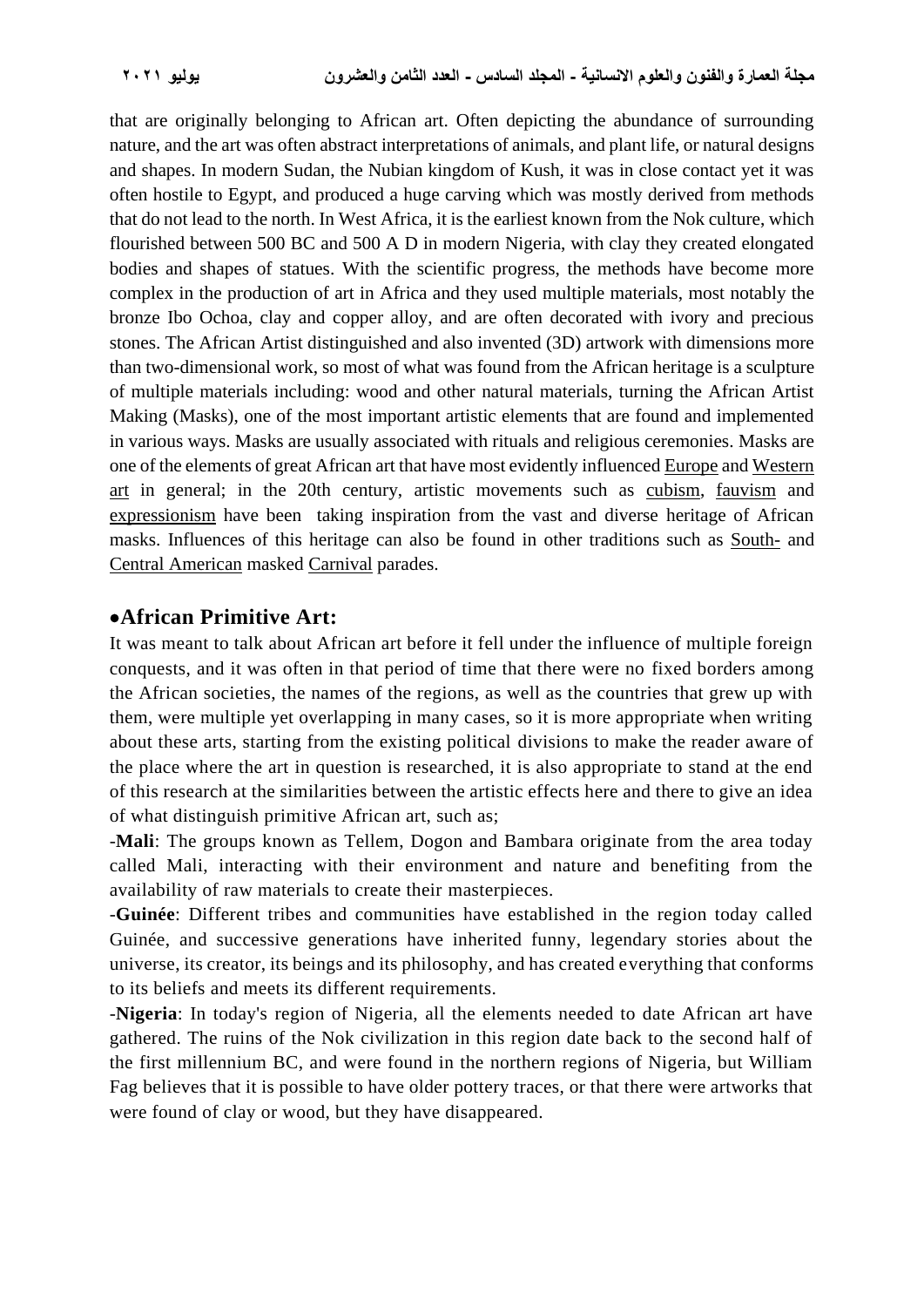that are originally belonging to African art. Often depicting the abundance of surrounding nature, and the art was often abstract interpretations of animals, and plant life, or natural designs and shapes. In modern Sudan, the Nubian kingdom of Kush, it was in close contact yet it was often hostile to Egypt, and produced a huge carving which was mostly derived from methods that do not lead to the north. In West Africa, it is the earliest known from the Nok culture, which flourished between 500 BC and 500 A D in modern Nigeria, with clay they created elongated bodies and shapes of statues. With the scientific progress, the methods have become more complex in the production of art in Africa and they used multiple materials, most notably the bronze Ibo Ochoa, clay and copper alloy, and are often decorated with ivory and precious stones. The African Artist distinguished and also invented (3D) artwork with dimensions more than two-dimensional work, so most of what was found from the African heritage is a sculpture of multiple materials including: wood and other natural materials, turning the African Artist Making (Masks), one of the most important artistic elements that are found and implemented in various ways. Masks are usually associated with rituals and religious ceremonies. Masks are one of the elements of great African art that have most evidently influenced Europe and Western art in general; in the 20th century, artistic movements such as cubism, fauvism and expressionism have been taking inspiration from the vast and diverse heritage of African masks. Influences of this heritage can also be found in other traditions such as South- and Central American masked Carnival parades.

## •African Primitive Art:

It was meant to talk about African art before it fell under the influence of multiple foreign conquests, and it was often in that period of time that there were no fixed borders among the African societies, the names of the regions, as well as the countries that grew up with them, were multiple yet overlapping in many cases, so it is more appropriate when writing about these arts, starting from the existing political divisions to make the reader aware of the place where the art in question is researched, it is also appropriate to stand at the end of this research at the similarities between the artistic effects here and there to give an idea of what distinguish primitive African art, such as;

-**Mali**: The groups known as Tellem, Dogon and Bambara originate from the area today called Mali, interacting with their environment and nature and benefiting from the availability of raw materials to create their masterpieces.

-**Guinée**: Different tribes and communities have established in the region today called Guinée, and successive generations have inherited funny, legendary stories about the universe, its creator, its beings and its philosophy, and has created everything that conforms to its beliefs and meets its different requirements.

-**Nigeria**: In today's region of Nigeria, all the elements needed to date African art have gathered. The ruins of the Nok civilization in this region date back to the second half of the first millennium BC, and were found in the northern regions of Nigeria, but William Fag believes that it is possible to have older pottery traces, or that there were artworks that were found of clay or wood, but they have disappeared.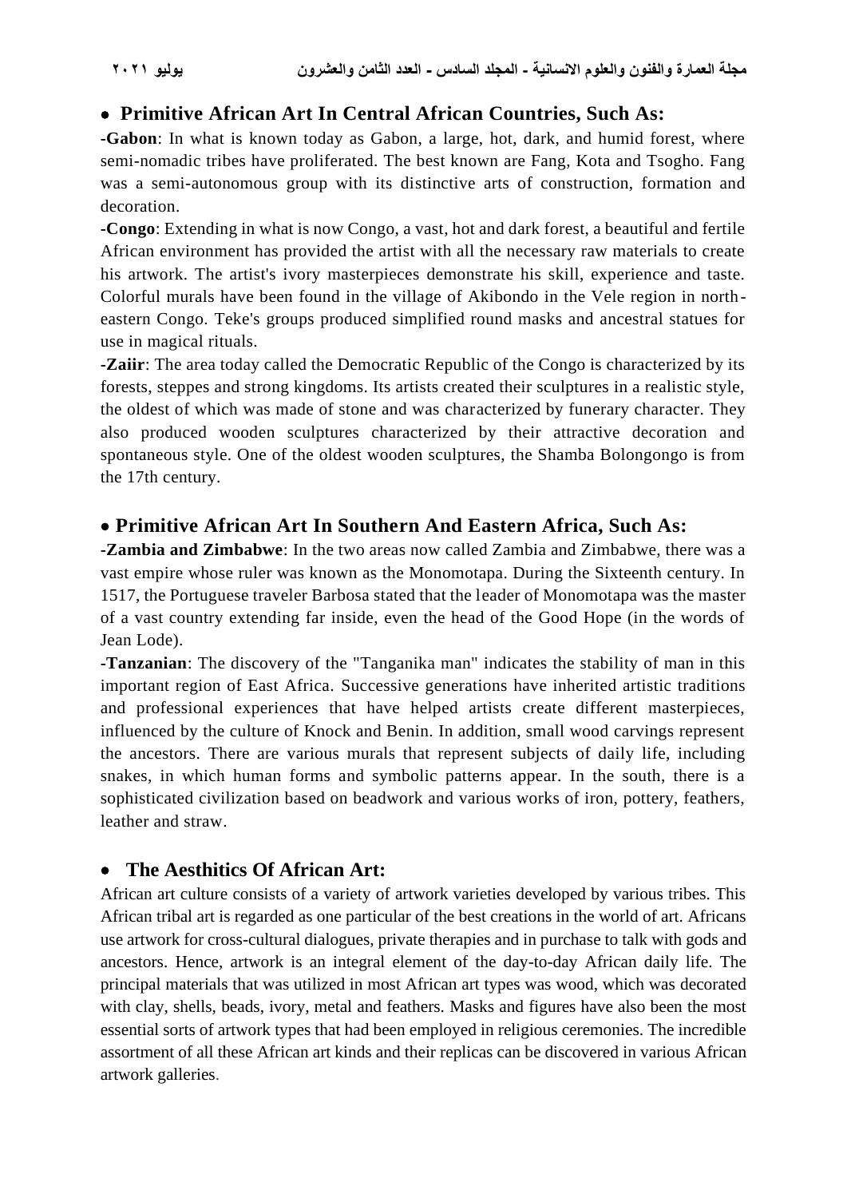- **Primitive African Art In Central African Countries, Such As:**

**-Gabon**: In what is known today as Gabon, a large, hot, dark, and humid forest, where semi-nomadic tribes have proliferated. The best known are Fang, Kota and Tsogho. Fang was a semi-autonomous group with its distinctive arts of construction, formation and decoration.

**-Congo**: Extending in what is now Congo, a vast, hot and dark forest, a beautiful and fertile African environment has provided the artist with all the necessary raw materials to create his artwork. The artist's ivory masterpieces demonstrate his skill, experience and taste. Colorful murals have been found in the village of Akibondo in the Vele region in north-eastern Congo. Teke's groups produced simplified round masks and ancestral statues for use in magical rituals.

**-Zaiir**: The area today called the Democratic Republic of the Congo is characterized by its forests, steppes and strong kingdoms. Its artists created their sculptures in a realistic style, the oldest of which was made of stone and was characterized by funerary character. They also produced wooden sculptures characterized by their attractive decoration and spontaneous style. One of the oldest wooden sculptures, the Shamba Bolongongo is from the 17th century.

- **Primitive African Art In Southern And Eastern Africa, Such As:**

**-Zambia and Zimbabwe**: In the two areas now called Zambia and Zimbabwe, there was a vast empire whose ruler was known as the Monomotapa. During the Sixteenth century. In 1517, the Portuguese traveler Barbosa stated that the leader of Monomotapa was the master of a vast country extending far inside, even the head of the Good Hope (in the words of Jean Lode).

**-Tanzanian**: The discovery of the "Tanganika man" indicates the stability of man in this important region of East Africa. Successive generations have inherited artistic traditions and professional experiences that have helped artists create different masterpieces, influenced by the culture of Knock and Benin. In addition, small wood carvings represent the ancestors. There are various murals that represent subjects of daily life, including snakes, in which human forms and symbolic patterns appear. In the south, there is a sophisticated civilization based on beadwork and various works of iron, pottery, feathers, leather and straw.

- **The Aesthitics Of African Art:**

African art culture consists of a variety of artwork varieties developed by various tribes. This African tribal art is regarded as one particular of the best creations in the world of art. Africans use artwork for cross-cultural dialogues, private therapies and in purchase to talk with gods and ancestors. Hence, artwork is an integral element of the day-to-day African daily life. The principal materials that was utilized in most African art types was wood, which was decorated with clay, shells, beads, ivory, metal and feathers. Masks and figures have also been the most essential sorts of artwork types that had been employed in religious ceremonies. The incredible assortment of all these African art kinds and their replicas can be discovered in various African artwork galleries.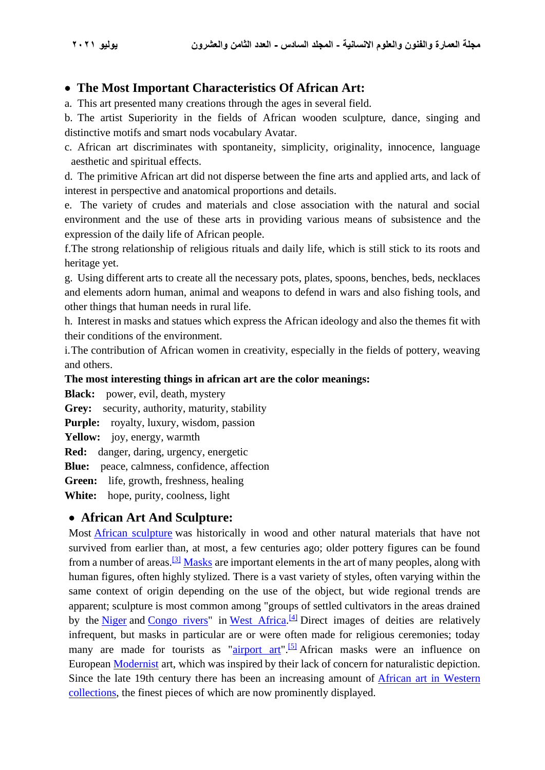- **The Most Important Characteristics Of African Art:**

a. This art presented many creations through the ages in several field.

b. The artist Superiority in the fields of African wooden sculpture, dance, singing and distinctive motifs and smart nods vocabulary Avatar.

c. African art discriminates with spontaneity, simplicity, originality, innocence, language aesthetic and spiritual effects.

d. The primitive African art did not disperse between the fine arts and applied arts, and lack of interest in perspective and anatomical proportions and details.

e. The variety of crudes and materials and close association with the natural and social environment and the use of these arts in providing various means of subsistence and the expression of the daily life of African people.

f.The strong relationship of religious rituals and daily life, which is still stick to its roots and heritage yet.

g. Using different arts to create all the necessary pots, plates, spoons, benches, beds, necklaces and elements adorn human, animal and weapons to defend in wars and also fishing tools, and other things that human needs in rural life.

h. Interest in masks and statues which express the African ideology and also the themes fit with their conditions of the environment.

i.The contribution of African women in creativity, especially in the fields of pottery, weaving and others.

**The most interesting things in african art are the color meanings:**

**Black:** power, evil, death, mystery
**Grey:** security, authority, maturity, stability
**Purple:** royalty, luxury, wisdom, passion
**Yellow:** joy, energy, warmth
**Red:** danger, daring, urgency, energetic
**Blue:** peace, calmness, confidence, affection
**Green:** life, growth, freshness, healing
**White:** hope, purity, coolness, light

- **African Art And Sculpture:**

Most African sculpture was historically in wood and other natural materials that have not survived from earlier than, at most, a few centuries ago; older pottery figures can be found from a number of areas.[3] Masks are important elements in the art of many peoples, along with human figures, often highly stylized. There is a vast variety of styles, often varying within the same context of origin depending on the use of the object, but wide regional trends are apparent; sculpture is most common among "groups of settled cultivators in the areas drained by the Niger and Congo rivers" in West Africa.[4] Direct images of deities are relatively infrequent, but masks in particular are or were often made for religious ceremonies; today many are made for tourists as "airport art".[5] African masks were an influence on European Modernist art, which was inspired by their lack of concern for naturalistic depiction. Since the late 19th century there has been an increasing amount of African art in Western collections, the finest pieces of which are now prominently displayed.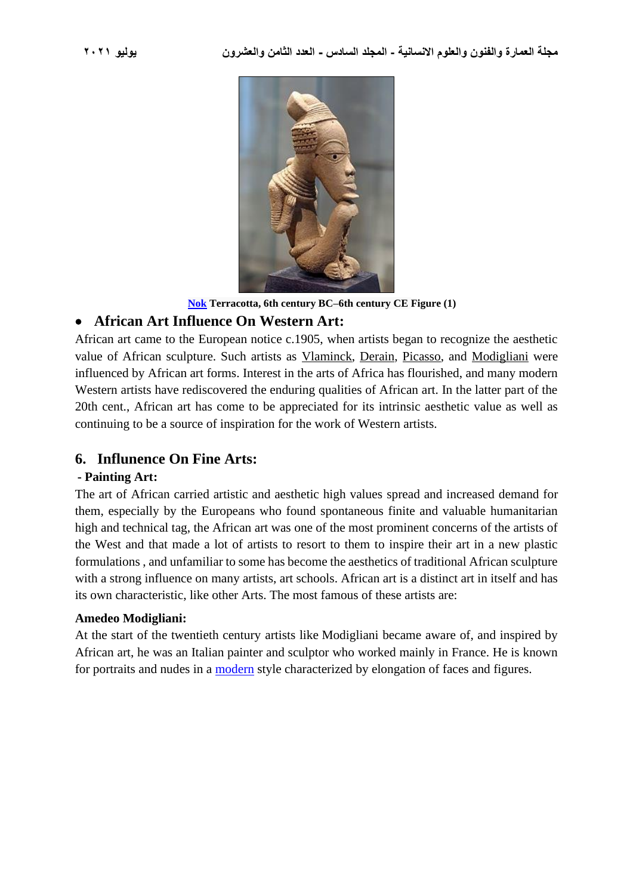**Nok Terracotta, 6th century BC–6th century CE Figure (1)**

- ## African Art Influence On Western Art:

African art came to the European notice c.1905, when artists began to recognize the aesthetic value of African sculpture. Such artists as Vlaminck, Derain, Picasso, and Modigliani were influenced by African art forms. Interest in the arts of Africa has flourished, and many modern Western artists have rediscovered the enduring qualities of African art. In the latter part of the 20th cent., African art has come to be appreciated for its intrinsic aesthetic value as well as continuing to be a source of inspiration for the work of Western artists.

## 6. Influnence On Fine Arts:

### - Painting Art:

The art of African carried artistic and aesthetic high values spread and increased demand for them, especially by the Europeans who found spontaneous finite and valuable humanitarian high and technical tag, the African art was one of the most prominent concerns of the artists of the West and that made a lot of artists to resort to them to inspire their art in a new plastic formulations , and unfamiliar to some has become the aesthetics of traditional African sculpture with a strong influence on many artists, art schools. African art is a distinct art in itself and has its own characteristic, like other Arts. The most famous of these artists are:

**Amedeo Modigliani:**

At the start of the twentieth century artists like Modigliani became aware of, and inspired by African art, he was an Italian painter and sculptor who worked mainly in France. He is known for portraits and nudes in a modern style characterized by elongation of faces and figures.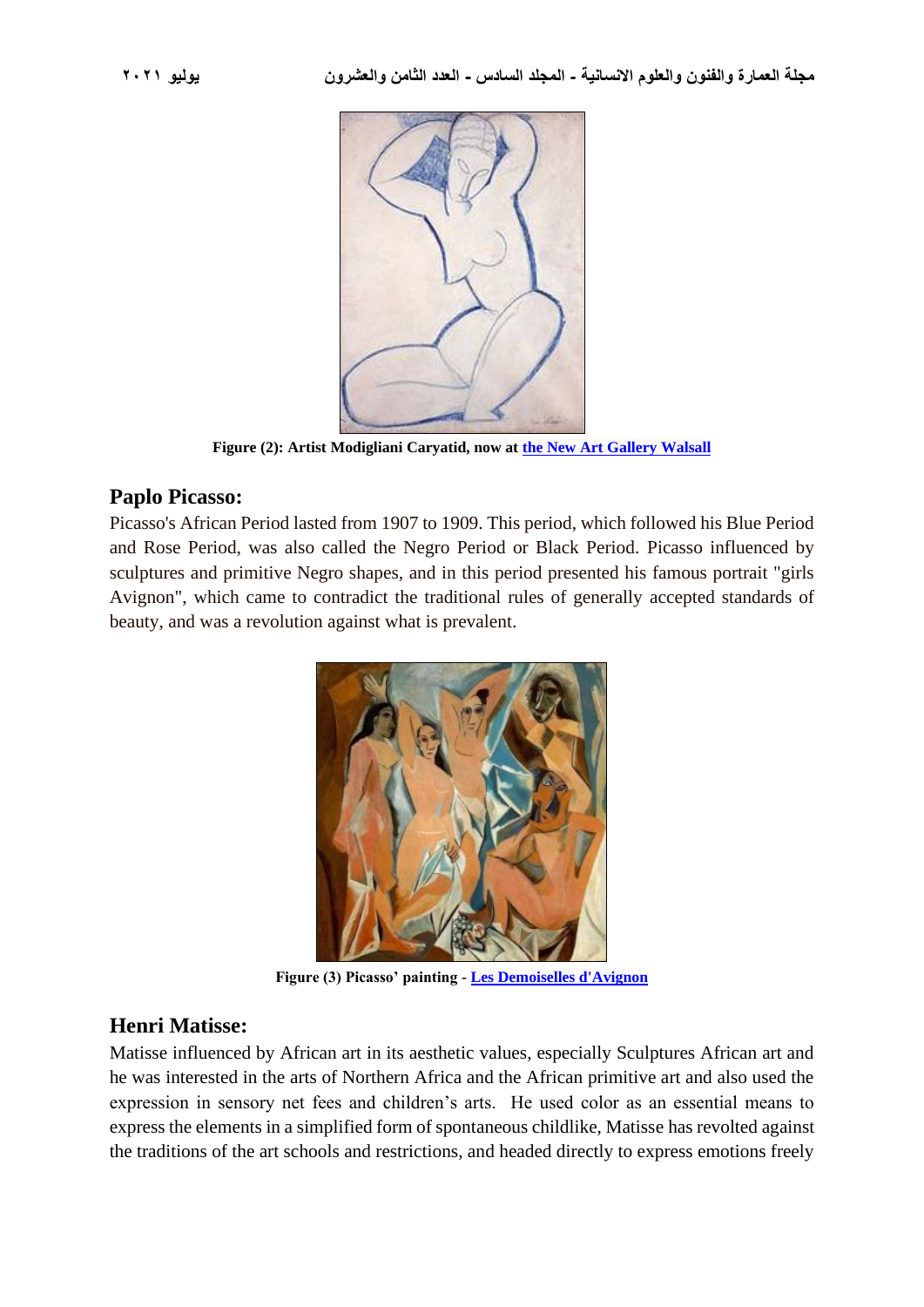**Figure (2): Artist Modigliani Caryatid, now at [the New Art Gallery Walsall]**

## Paplo Picasso:

Picasso's African Period lasted from 1907 to 1909. This period, which followed his Blue Period and Rose Period, was also called the Negro Period or Black Period. Picasso influenced by sculptures and primitive Negro shapes, and in this period presented his famous portrait "girls Avignon", which came to contradict the traditional rules of generally accepted standards of beauty, and was a revolution against what is prevalent.

**Figure (3) Picasso' painting - [Les Demoiselles d'Avignon]**

## Henri Matisse:

Matisse influenced by African art in its aesthetic values, especially Sculptures African art and he was interested in the arts of Northern Africa and the African primitive art and also used the expression in sensory net fees and children's arts. He used color as an essential means to express the elements in a simplified form of spontaneous childlike, Matisse has revolted against the traditions of the art schools and restrictions, and headed directly to express emotions freely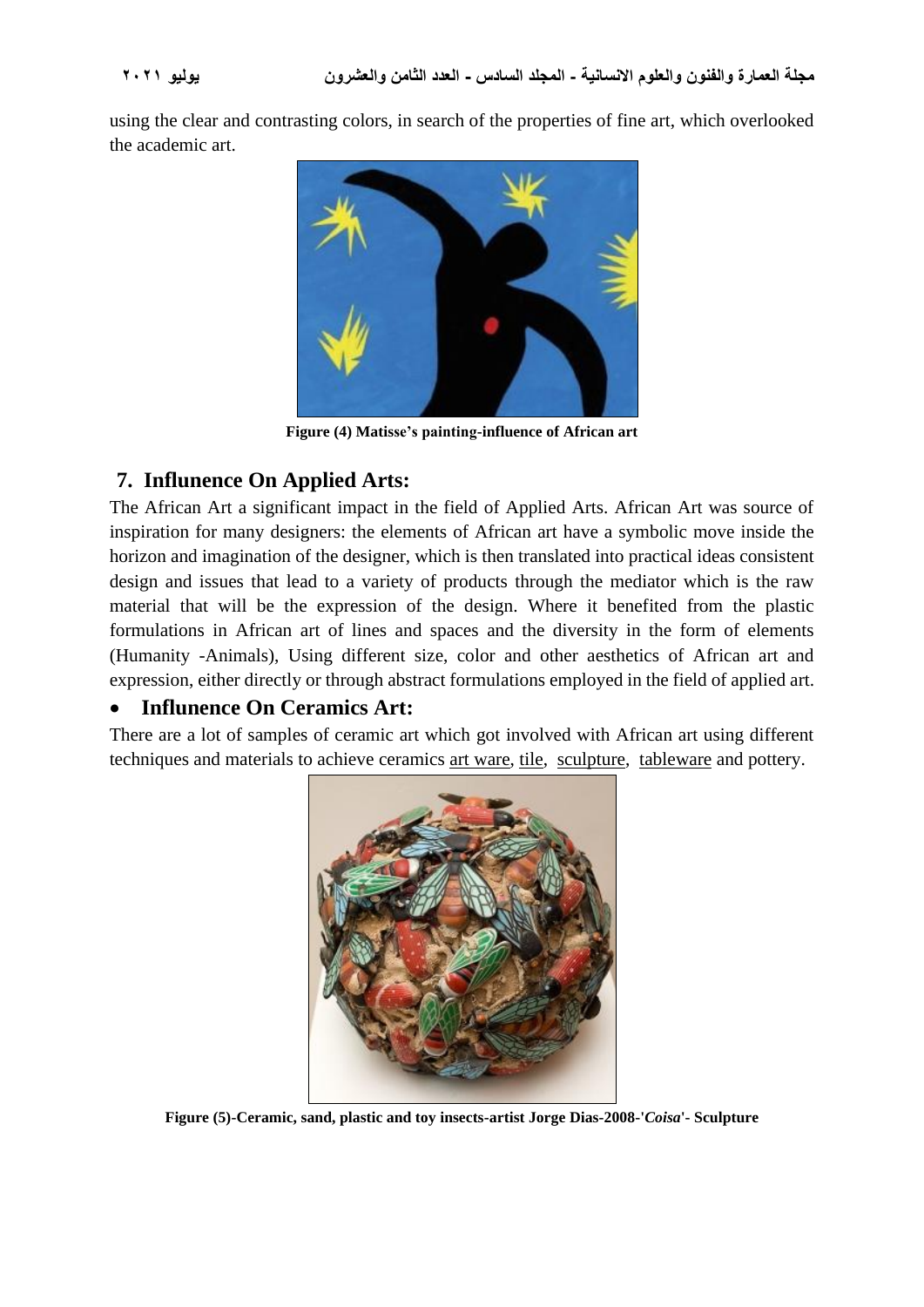using the clear and contrasting colors, in search of the properties of fine art, which overlooked the academic art.

**Figure (4) Matisse's painting-influence of African art**

## 7. Influnence On Applied Arts:

The African Art a significant impact in the field of Applied Arts. African Art was source of inspiration for many designers: the elements of African art have a symbolic move inside the horizon and imagination of the designer, which is then translated into practical ideas consistent design and issues that lead to a variety of products through the mediator which is the raw material that will be the expression of the design. Where it benefited from the plastic formulations in African art of lines and spaces and the diversity in the form of elements (Humanity -Animals), Using different size, color and other aesthetics of African art and expression, either directly or through abstract formulations employed in the field of applied art.

- **Influnence On Ceramics Art:**

There are a lot of samples of ceramic art which got involved with African art using different techniques and materials to achieve ceramics art ware, tile, sculpture, tableware and pottery.

**Figure (5)-Ceramic, sand, plastic and toy insects-artist Jorge Dias-2008-'*Coisa*'- Sculpture**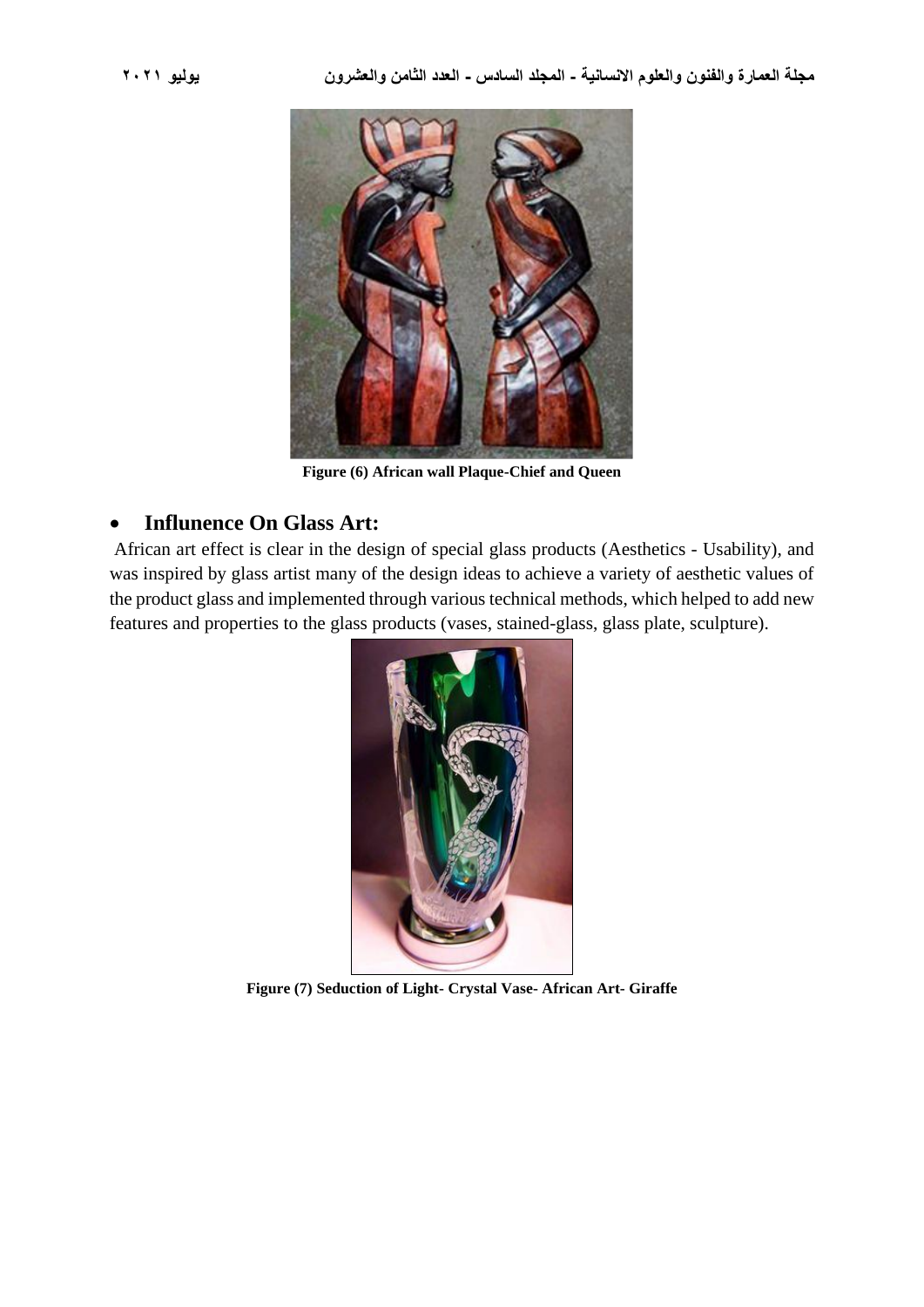Figure (6) African wall Plaque-Chief and Queen

- **Influnence On Glass Art:**

African art effect is clear in the design of special glass products (Aesthetics - Usability), and was inspired by glass artist many of the design ideas to achieve a variety of aesthetic values of the product glass and implemented through various technical methods, which helped to add new features and properties to the glass products (vases, stained-glass, glass plate, sculpture).

Figure (7) Seduction of Light- Crystal Vase- African Art- Giraffe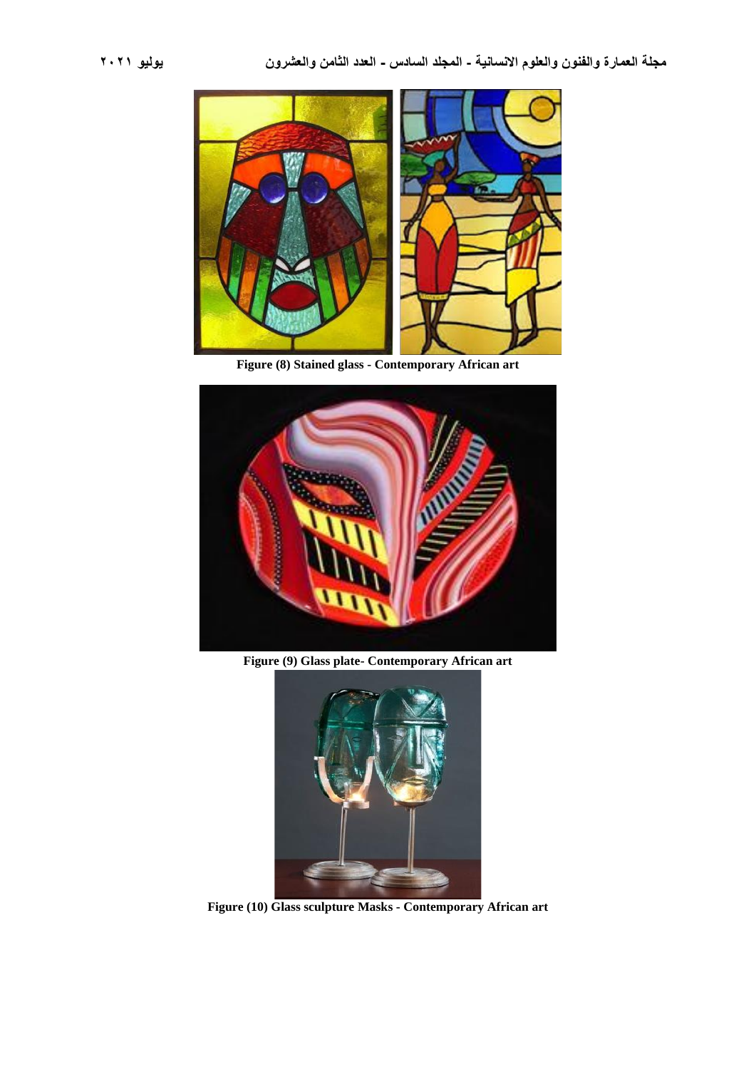Figure (8) Stained glass - Contemporary African art

Figure (9) Glass plate- Contemporary African art

Figure (10) Glass sculpture Masks - Contemporary African art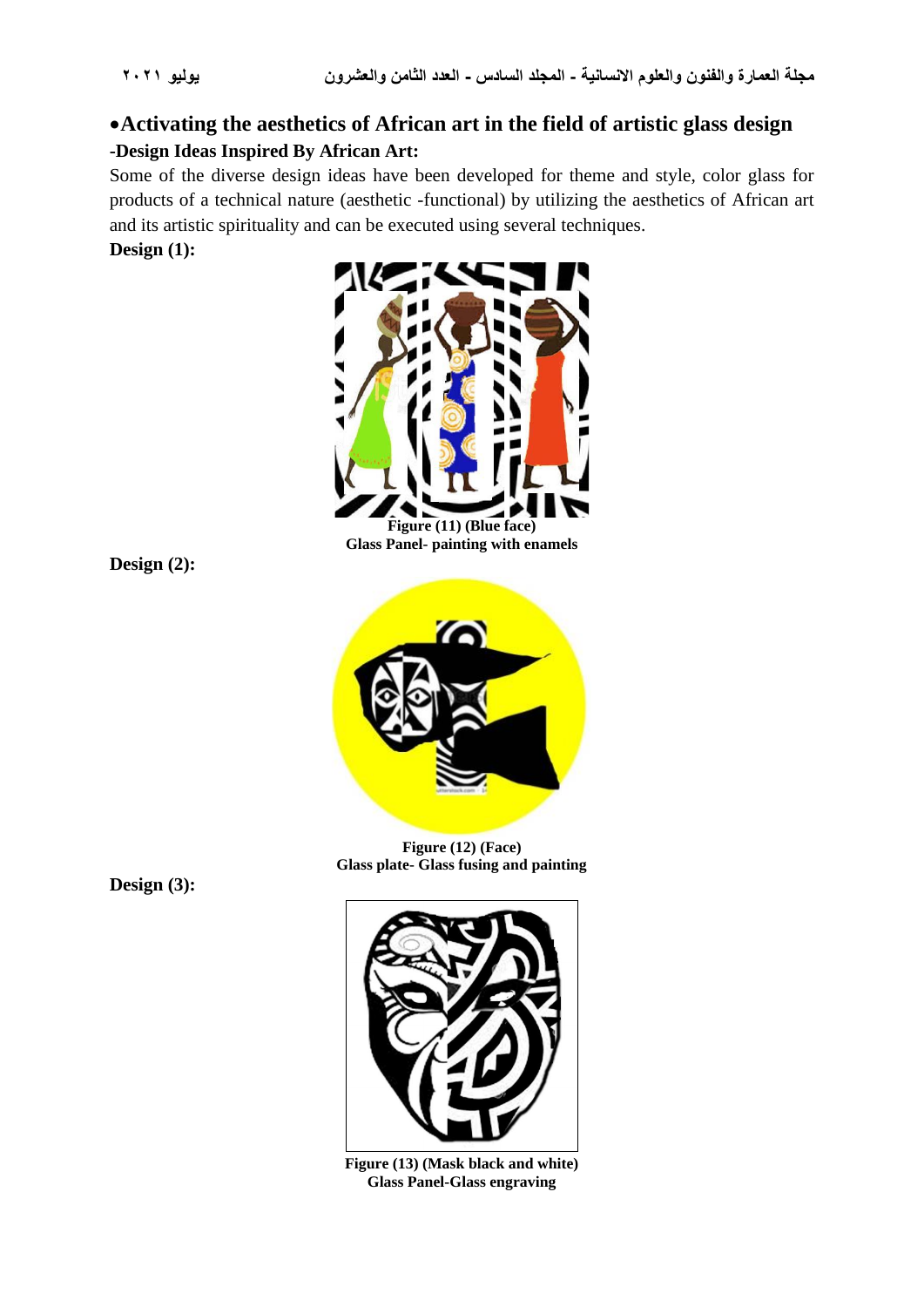## •Activating the aesthetics of African art in the field of artistic glass design

### -Design Ideas Inspired By African Art:

Some of the diverse design ideas have been developed for theme and style, color glass for products of a technical nature (aesthetic -functional) by utilizing the aesthetics of African art and its artistic spirituality and can be executed using several techniques.

**Design (1):**

**Figure (11) (Blue face)**
**Glass Panel- painting with enamels**

**Design (2):**

**Figure (12) (Face)**
**Glass plate- Glass fusing and painting**

**Design (3):**

**Figure (13) (Mask black and white)**
**Glass Panel-Glass engraving**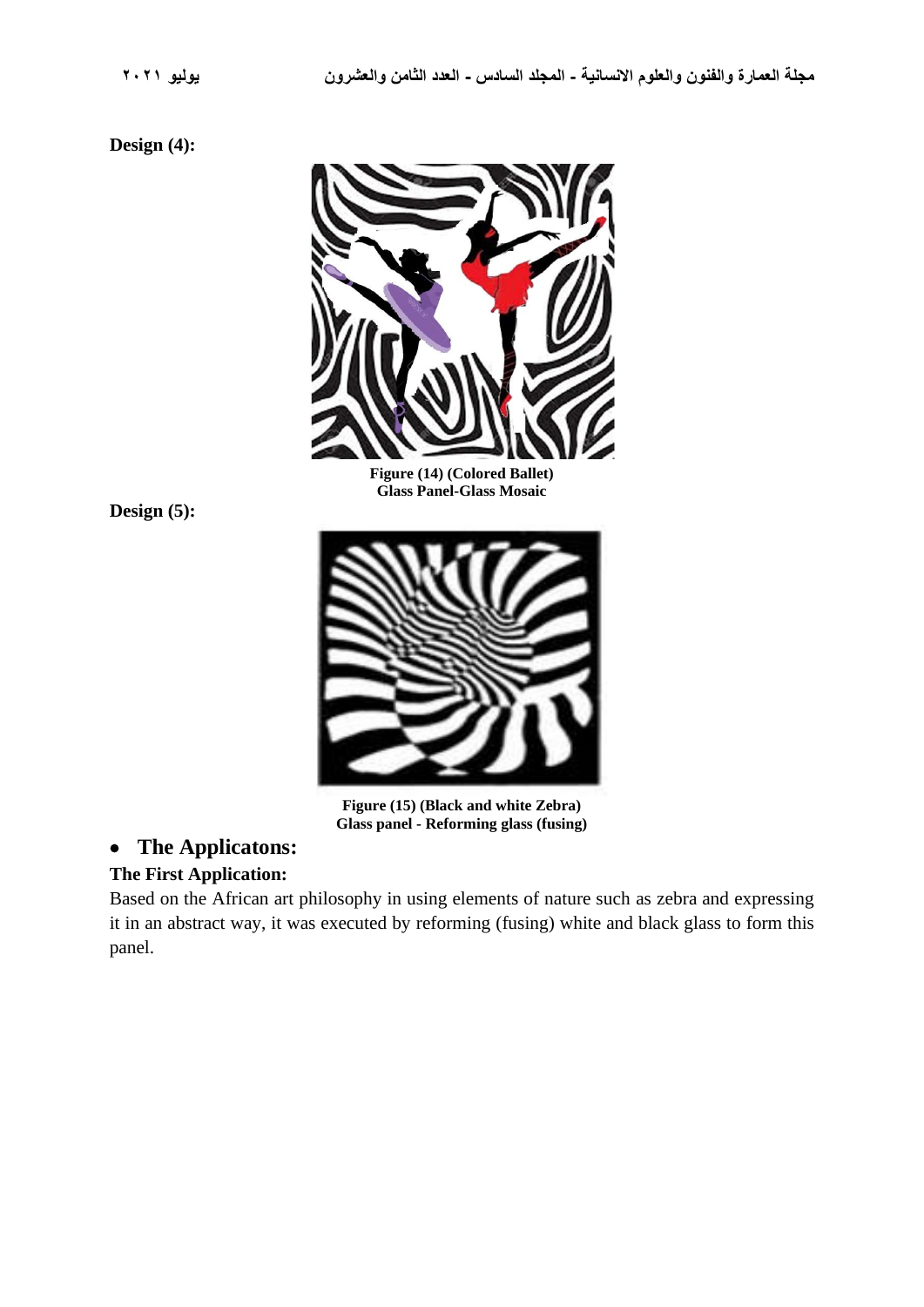**Design (4):**

Figure (14) (Colored Ballet)
Glass Panel-Glass Mosaic

**Design (5):**

Figure (15) (Black and white Zebra)
Glass panel - Reforming glass (fusing)

- **The Applicatons:**

**The First Application:**

Based on the African art philosophy in using elements of nature such as zebra and expressing it in an abstract way, it was executed by reforming (fusing) white and black glass to form this panel.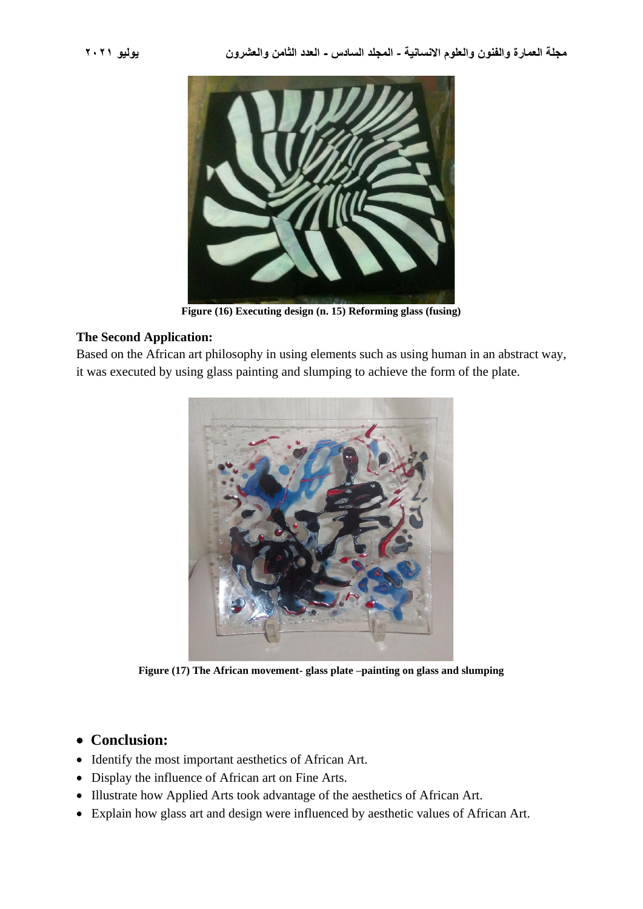Figure (16) Executing design (n. 15) Reforming glass (fusing)

**The Second Application:**

Based on the African art philosophy in using elements such as using human in an abstract way, it was executed by using glass painting and slumping to achieve the form of the plate.

Figure (17) The African movement- glass plate –painting on glass and slumping

- **Conclusion:**
- Identify the most important aesthetics of African Art.
- Display the influence of African art on Fine Arts.
- Illustrate how Applied Arts took advantage of the aesthetics of African Art.
- Explain how glass art and design were influenced by aesthetic values of African Art.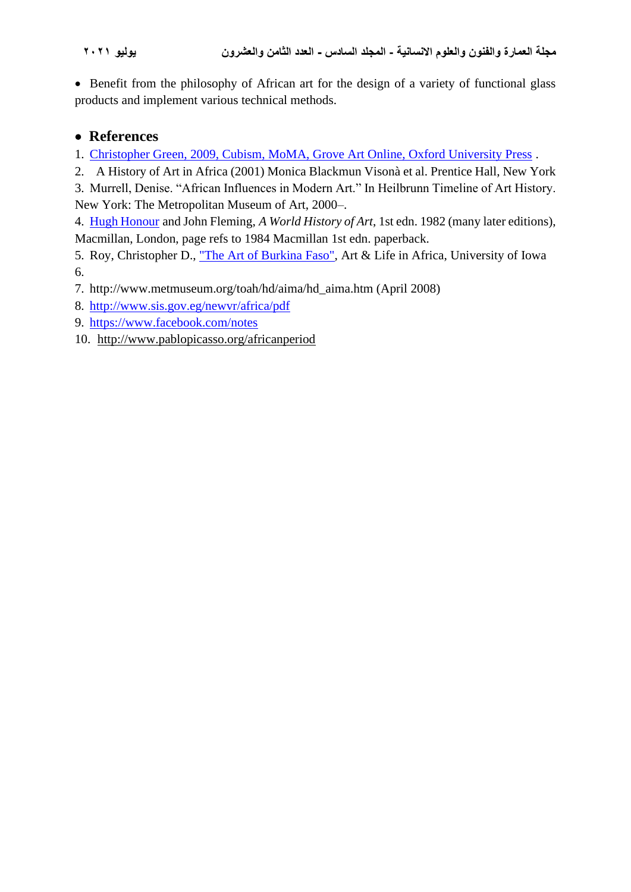- Benefit from the philosophy of African art for the design of a variety of functional glass products and implement various technical methods.

## References

1. Christopher Green, 2009, Cubism, MoMA, Grove Art Online, Oxford University Press .
2. A History of Art in Africa (2001) Monica Blackmun Visonà et al. Prentice Hall, New York
3. Murrell, Denise. “African Influences in Modern Art.” In Heilbrunn Timeline of Art History. New York: The Metropolitan Museum of Art, 2000–.
4. Hugh Honour and John Fleming, *A World History of Art*, 1st edn. 1982 (many later editions), Macmillan, London, page refs to 1984 Macmillan 1st edn. paperback.
5. Roy, Christopher D., "The Art of Burkina Faso", Art & Life in Africa, University of Iowa
6. 
7. http://www.metmuseum.org/toah/hd/aima/hd_aima.htm (April 2008)
8. http://www.sis.gov.eg/newvr/africa/pdf
9. https://www.facebook.com/notes
10. http://www.pablopicasso.org/africanperiod